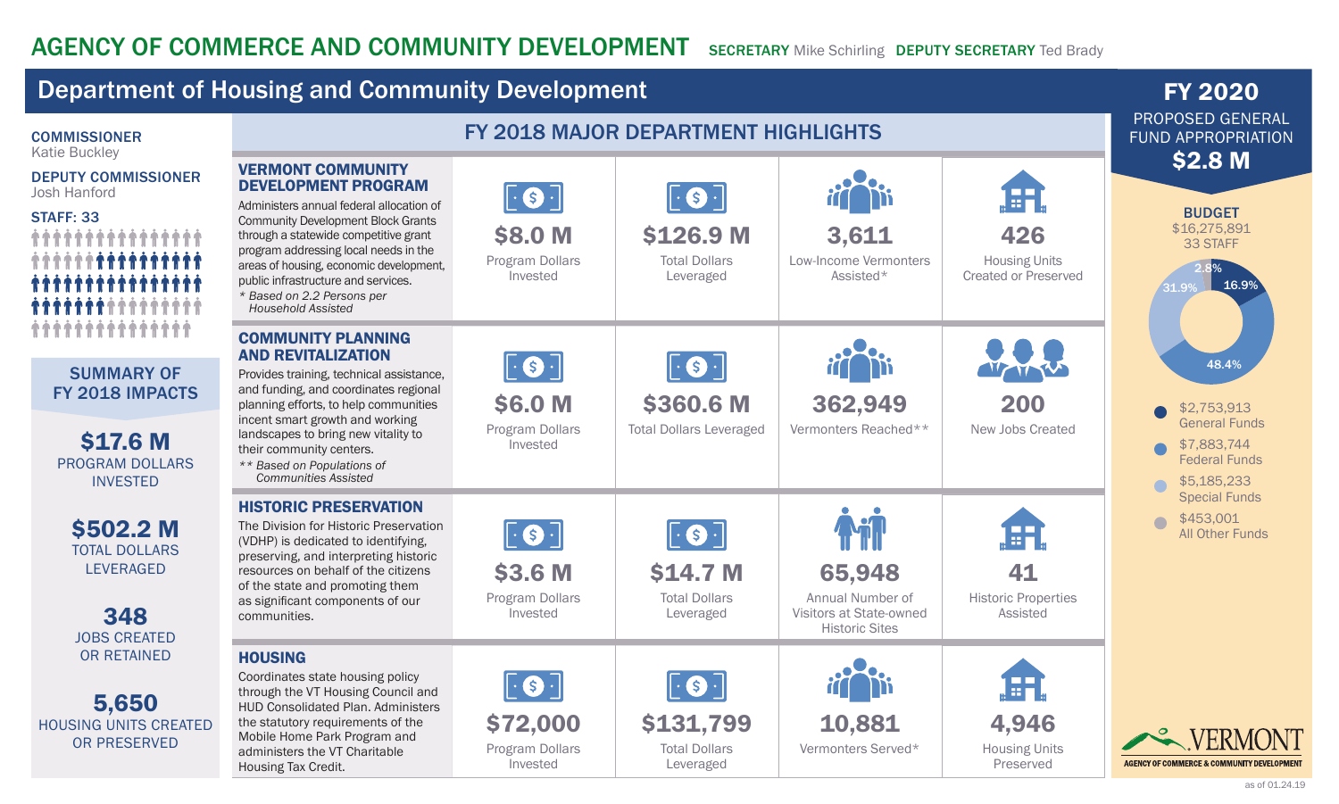# AGENCY OF COMMERCE AND COMMUNITY DEVELOPMENT

**SECRETARY** Mike Schirling **DEPUTY SECRETARY** Ted Brady

## Department of Housing and Community Development

**COMMISSIONER**
Katie Buckley

**DEPUTY COMMISSIONER**
Josh Hanford

**STAFF: 33**

### SUMMARY OF FY 2018 IMPACTS

**$17.6 M**
PROGRAM DOLLARS INVESTED

**$502.2 M**
TOTAL DOLLARS LEVERAGED

**348**
JOBS CREATED OR RETAINED

**5,650**
HOUSING UNITS CREATED OR PRESERVED

### FY 2018 MAJOR DEPARTMENT HIGHLIGHTS

#### VERMONT COMMUNITY DEVELOPMENT PROGRAM

Administers annual federal allocation of Community Development Block Grants through a statewide competitive grant program addressing local needs in the areas of housing, economic development, public infrastructure and services.

*\* Based on 2.2 Persons per Household Assisted*

- **$8.0 M** Program Dollars Invested
- **$126.9 M** Total Dollars Leveraged
- **3,611** Low-Income Vermonters Assisted*
- **426** Housing Units Created or Preserved

#### COMMUNITY PLANNING AND REVITALIZATION

Provides training, technical assistance, and funding, and coordinates regional planning efforts, to help communities incent smart growth and working landscapes to bring new vitality to their community centers.

*\*\* Based on Populations of Communities Assisted*

- **$6.0 M** Program Dollars Invested
- **$360.6 M** Total Dollars Leveraged
- **362,949** Vermonters Reached**
- **200** New Jobs Created

#### HISTORIC PRESERVATION

The Division for Historic Preservation (VDHP) is dedicated to identifying, preserving, and interpreting historic resources on behalf of the citizens of the state and promoting them as significant components of our communities.

- **$3.6 M** Program Dollars Invested
- **$14.7 M** Total Dollars Leveraged
- **65,948** Annual Number of Visitors at State-owned Historic Sites
- **41** Historic Properties Assisted

#### HOUSING

Coordinates state housing policy through the VT Housing Council and HUD Consolidated Plan. Administers the statutory requirements of the Mobile Home Park Program and administers the VT Charitable Housing Tax Credit.

- **$72,000** Program Dollars Invested
- **$131,799** Total Dollars Leveraged
- **10,881** Vermonters Served*
- **4,946** Housing Units Preserved

### FY 2020

PROPOSED GENERAL FUND APPROPRIATION

**$2.8 M**

**BUDGET**
$16,275,891
33 STAFF

| Amount | Fund | Share |
|---|---|---|
| $2,753,913 | General Funds | 16.9% |
| $7,883,744 | Federal Funds | 48.4% |
| $5,185,233 | Special Funds | 31.9% |
| $453,001 | All Other Funds | 2.8% |

VERMONT
AGENCY OF COMMERCE & COMMUNITY DEVELOPMENT

as of 01.24.19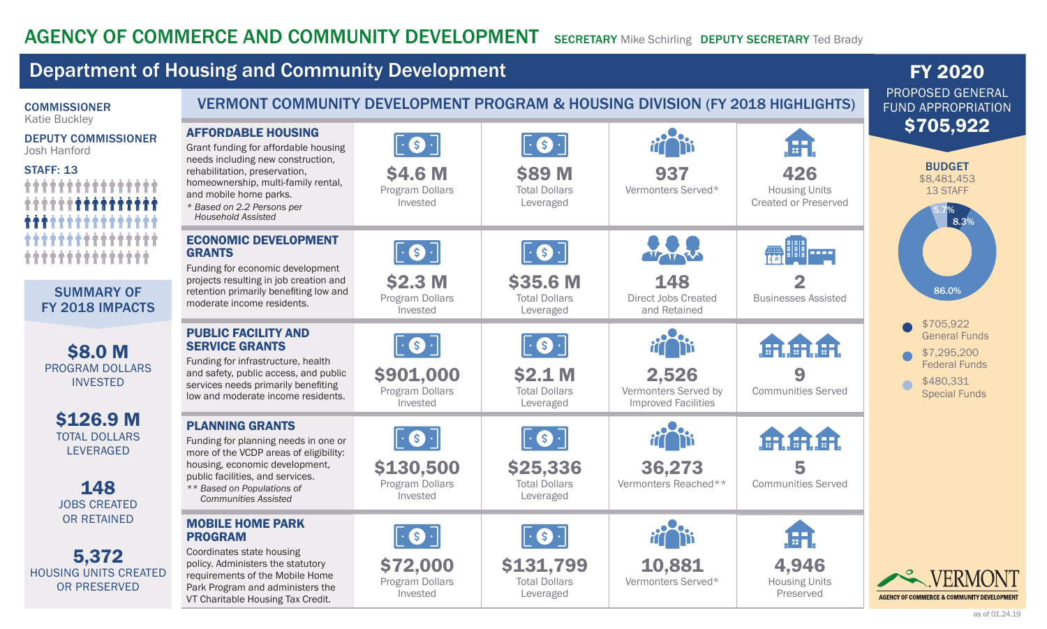# AGENCY OF COMMERCE AND COMMUNITY DEVELOPMENT

**SECRETARY** Mike Schirling **DEPUTY SECRETARY** Ted Brady

## Department of Housing and Community Development

**COMMISSIONER**
Katie Buckley

**DEPUTY COMMISSIONER**
Josh Hanford

**STAFF: 13**

### SUMMARY OF FY 2018 IMPACTS

**$8.0 M**
PROGRAM DOLLARS INVESTED

**$126.9 M**
TOTAL DOLLARS LEVERAGED

**148**
JOBS CREATED OR RETAINED

**5,372**
HOUSING UNITS CREATED OR PRESERVED

### VERMONT COMMUNITY DEVELOPMENT PROGRAM & HOUSING DIVISION (FY 2018 HIGHLIGHTS)

| Program | | | | |
|---|---|---|---|---|
| **AFFORDABLE HOUSING** Grant funding for affordable housing needs including new construction, rehabilitation, preservation, homeownership, multi-family rental, and mobile home parks. *\* Based on 2.2 Persons per Household Assisted* | **$4.6 M** Program Dollars Invested | **$89 M** Total Dollars Leveraged | **937** Vermonters Served* | **426** Housing Units Created or Preserved |
| **ECONOMIC DEVELOPMENT GRANTS** Funding for economic development projects resulting in job creation and retention primarily benefiting low and moderate income residents. | **$2.3 M** Program Dollars Invested | **$35.6 M** Total Dollars Leveraged | **148** Direct Jobs Created and Retained | **2** Businesses Assisted |
| **PUBLIC FACILITY AND SERVICE GRANTS** Funding for infrastructure, health and safety, public access, and public services needs primarily benefiting low and moderate income residents. | **$901,000** Program Dollars Invested | **$2.1 M** Total Dollars Leveraged | **2,526** Vermonters Served by Improved Facilities | **9** Communities Served |
| **PLANNING GRANTS** Funding for planning needs in one or more of the VCDP areas of eligibility: housing, economic development, public facilities, and services. *\*\* Based on Populations of Communities Assisted* | **$130,500** Program Dollars Invested | **$25,336** Total Dollars Leveraged | **36,273** Vermonters Reached** | **5** Communities Served |
| **MOBILE HOME PARK PROGRAM** Coordinates state housing policy. Administers the statutory requirements of the Mobile Home Park Program and administers the VT Charitable Housing Tax Credit. | **$72,000** Program Dollars Invested | **$131,799** Total Dollars Leveraged | **10,881** Vermonters Served* | **4,946** Housing Units Preserved |

## FY 2020

PROPOSED GENERAL FUND APPROPRIATION

**$705,922**

**BUDGET**
$8,481,453
13 STAFF

- 8.3% — $705,922 General Funds
- 86.0% — $7,295,200 Federal Funds
- 5.7% — $480,331 Special Funds

VERMONT
AGENCY OF COMMERCE & COMMUNITY DEVELOPMENT

as of 01.24.19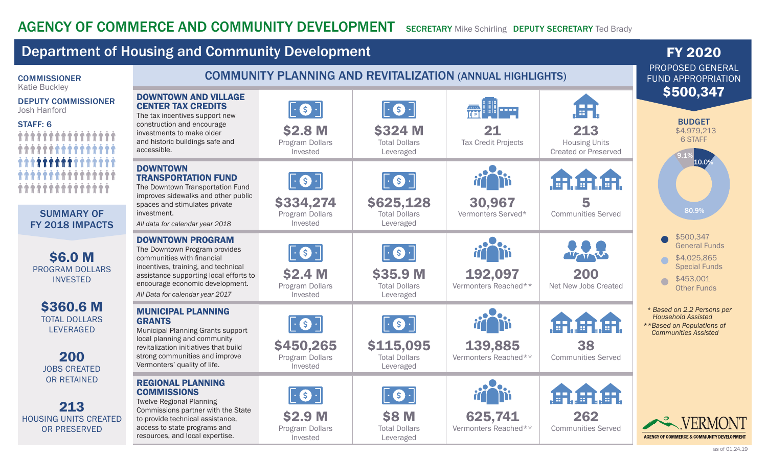# AGENCY OF COMMERCE AND COMMUNITY DEVELOPMENT

**SECRETARY** Mike Schirling **DEPUTY SECRETARY** Ted Brady

## Department of Housing and Community Development

**COMMISSIONER**
Katie Buckley

**DEPUTY COMMISSIONER**
Josh Hanford

**STAFF: 6**

### SUMMARY OF FY 2018 IMPACTS

**$6.0 M**
PROGRAM DOLLARS INVESTED

**$360.6 M**
TOTAL DOLLARS LEVERAGED

**200**
JOBS CREATED OR RETAINED

**213**
HOUSING UNITS CREATED OR PRESERVED

### COMMUNITY PLANNING AND REVITALIZATION (ANNUAL HIGHLIGHTS)

| Program | | | | |
|---|---|---|---|---|
| **DOWNTOWN AND VILLAGE CENTER TAX CREDITS** The tax incentives support new construction and encourage investments to make older and historic buildings safe and accessible. | **$2.8 M** Program Dollars Invested | **$324 M** Total Dollars Leveraged | **21** Tax Credit Projects | **213** Housing Units Created or Preserved |
| **DOWNTOWN TRANSPORTATION FUND** The Downtown Transportation Fund improves sidewalks and other public spaces and stimulates private investment. *All data for calendar year 2018* | **$334,274** Program Dollars Invested | **$625,128** Total Dollars Leveraged | **30,967** Vermonters Served* | **5** Communities Served |
| **DOWNTOWN PROGRAM** The Downtown Program provides communities with financial incentives, training, and technical assistance supporting local efforts to encourage economic development. *All Data for calendar year 2017* | **$2.4 M** Program Dollars Invested | **$35.9 M** Total Dollars Leveraged | **192,097** Vermonters Reached** | **200** Net New Jobs Created |
| **MUNICIPAL PLANNING GRANTS** Municipal Planning Grants support local planning and community revitalization initiatives that build strong communities and improve Vermonters' quality of life. | **$450,265** Program Dollars Invested | **$115,095** Total Dollars Leveraged | **139,885** Vermonters Reached** | **38** Communities Served |
| **REGIONAL PLANNING COMMISSIONS** Twelve Regional Planning Commissions partner with the State to provide technical assistance, access to state programs and resources, and local expertise. | **$2.9 M** Program Dollars Invested | **$8 M** Total Dollars Leveraged | **625,741** Vermonters Reached** | **262** Communities Served |

## FY 2020

PROPOSED GENERAL FUND APPROPRIATION
**$500,347**

**BUDGET**
$4,979,213
6 STAFF

- 10.0% — $500,347 General Funds
- 80.9% — $4,025,865 Special Funds
- 9.1% — $453,001 Other Funds

\* Based on 2.2 Persons per Household Assisted
\*\*Based on Populations of Communities Assisted

VERMONT
AGENCY OF COMMERCE & COMMUNITY DEVELOPMENT

as of 01.24.19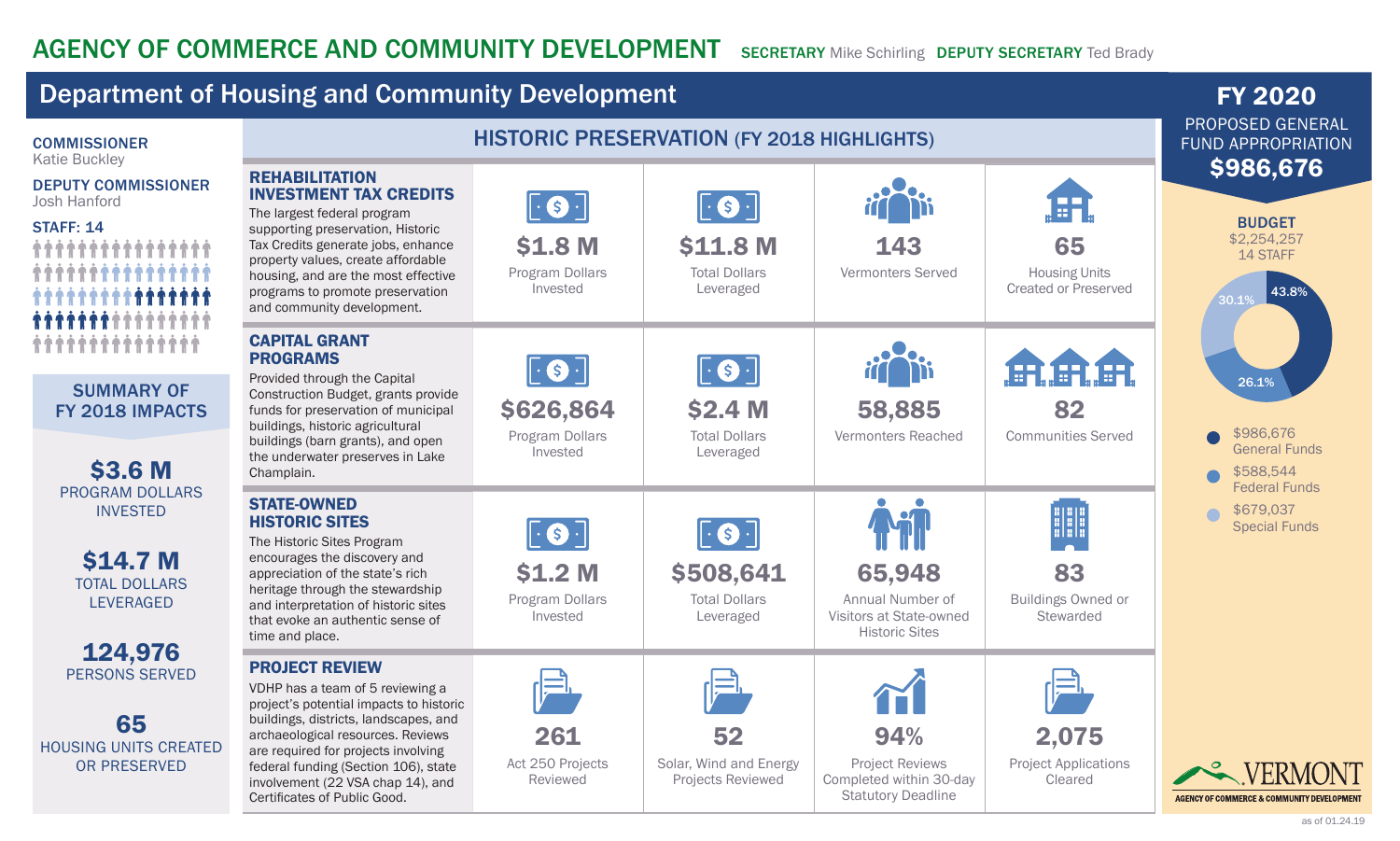# AGENCY OF COMMERCE AND COMMUNITY DEVELOPMENT

**SECRETARY** Mike Schirling **DEPUTY SECRETARY** Ted Brady

## Department of Housing and Community Development

**COMMISSIONER**
Katie Buckley

**DEPUTY COMMISSIONER**
Josh Hanford

**STAFF: 14**

### SUMMARY OF FY 2018 IMPACTS

**$3.6 M**
PROGRAM DOLLARS INVESTED

**$14.7 M**
TOTAL DOLLARS LEVERAGED

**124,976**
PERSONS SERVED

**65**
HOUSING UNITS CREATED OR PRESERVED

## HISTORIC PRESERVATION (FY 2018 HIGHLIGHTS)

| | | | | |
|---|---|---|---|---|
| **REHABILITATION INVESTMENT TAX CREDITS** The largest federal program supporting preservation, Historic Tax Credits generate jobs, enhance property values, create affordable housing, and are the most effective programs to promote preservation and community development. | **$1.8 M** Program Dollars Invested | **$11.8 M** Total Dollars Leveraged | **143** Vermonters Served | **65** Housing Units Created or Preserved |
| **CAPITAL GRANT PROGRAMS** Provided through the Capital Construction Budget, grants provide funds for preservation of municipal buildings, historic agricultural buildings (barn grants), and open the underwater preserves in Lake Champlain. | **$626,864** Program Dollars Invested | **$2.4 M** Total Dollars Leveraged | **58,885** Vermonters Reached | **82** Communities Served |
| **STATE-OWNED HISTORIC SITES** The Historic Sites Program encourages the discovery and appreciation of the state's rich heritage through the stewardship and interpretation of historic sites that evoke an authentic sense of time and place. | **$1.2 M** Program Dollars Invested | **$508,641** Total Dollars Leveraged | **65,948** Annual Number of Visitors at State-owned Historic Sites | **83** Buildings Owned or Stewarded |
| **PROJECT REVIEW** VDHP has a team of 5 reviewing a project's potential impacts to historic buildings, districts, landscapes, and archaeological resources. Reviews are required for projects involving federal funding (Section 106), state involvement (22 VSA chap 14), and Certificates of Public Good. | **261** Act 250 Projects Reviewed | **52** Solar, Wind and Energy Projects Reviewed | **94%** Project Reviews Completed within 30-day Statutory Deadline | **2,075** Project Applications Cleared |

## FY 2020

PROPOSED GENERAL FUND APPROPRIATION

**$986,676**

**BUDGET**
$2,254,257
14 STAFF

43.8%
26.1%
30.1%

- $986,676 General Funds
- $588,544 Federal Funds
- $679,037 Special Funds

VERMONT
AGENCY OF COMMERCE & COMMUNITY DEVELOPMENT

as of 01.24.19